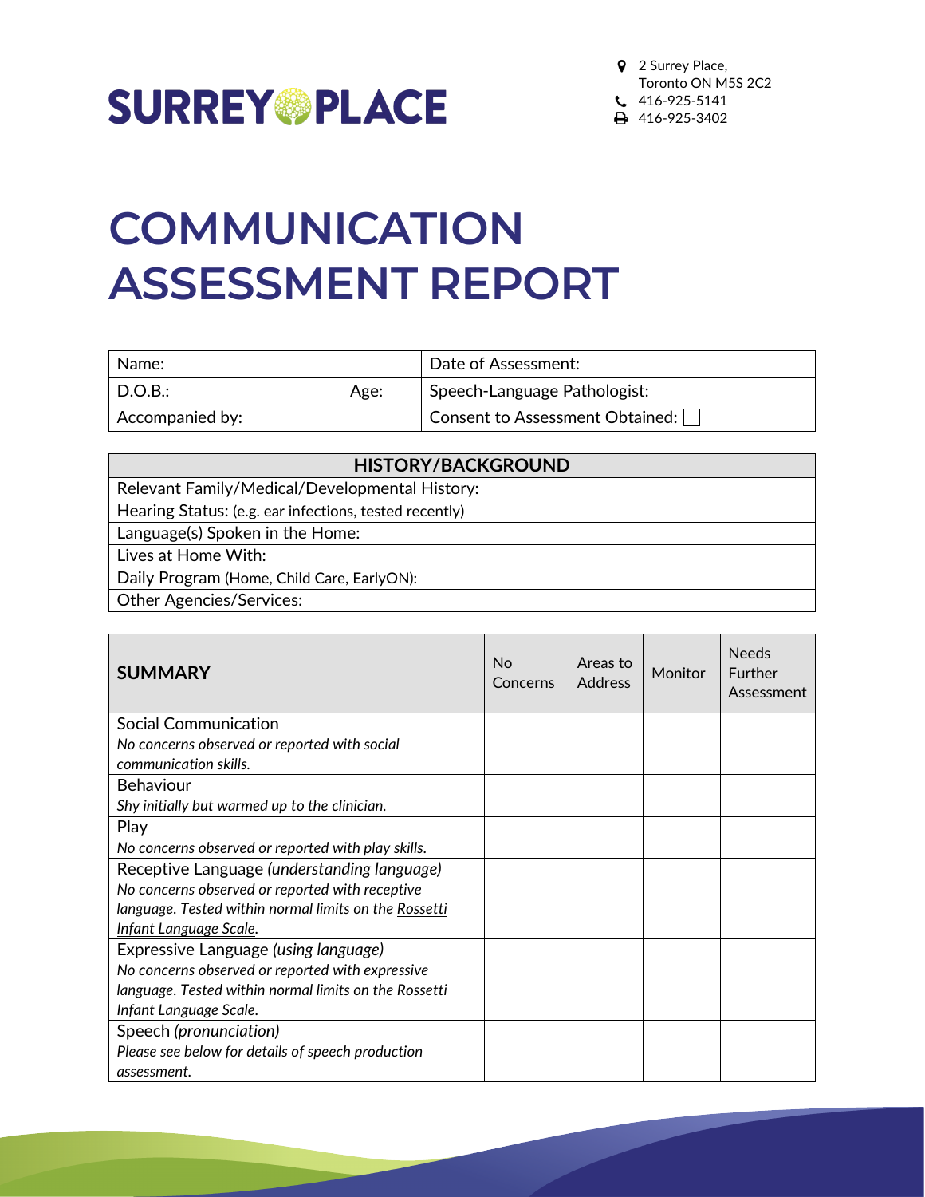SURREY PLACE

2 Surrey Place,
Toronto ON M5S 2C2
416-925-5141
416-925-3402

# COMMUNICATION ASSESSMENT REPORT

| Name: | | Date of Assessment: |
|---|---|---|
| D.O.B.: | Age: | Speech-Language Pathologist: |
| Accompanied by: | | Consent to Assessment Obtained: ☐ |

| HISTORY/BACKGROUND |
|---|
| Relevant Family/Medical/Developmental History: |
| Hearing Status: (e.g. ear infections, tested recently) |
| Language(s) Spoken in the Home: |
| Lives at Home With: |
| Daily Program (Home, Child Care, EarlyON): |
| Other Agencies/Services: |

| **SUMMARY** | No Concerns | Areas to Address | Monitor | Needs Further Assessment |
|---|---|---|---|---|
| Social Communication<br>*No concerns observed or reported with social communication skills.* | | | | |
| Behaviour<br>*Shy initially but warmed up to the clinician.* | | | | |
| Play<br>*No concerns observed or reported with play skills.* | | | | |
| Receptive Language *(understanding language)*<br>*No concerns observed or reported with receptive language. Tested within normal limits on the Rossetti Infant Language Scale.* | | | | |
| Expressive Language *(using language)*<br>*No concerns observed or reported with expressive language. Tested within normal limits on the Rossetti Infant Language Scale.* | | | | |
| Speech *(pronunciation)*<br>*Please see below for details of speech production assessment.* | | | | |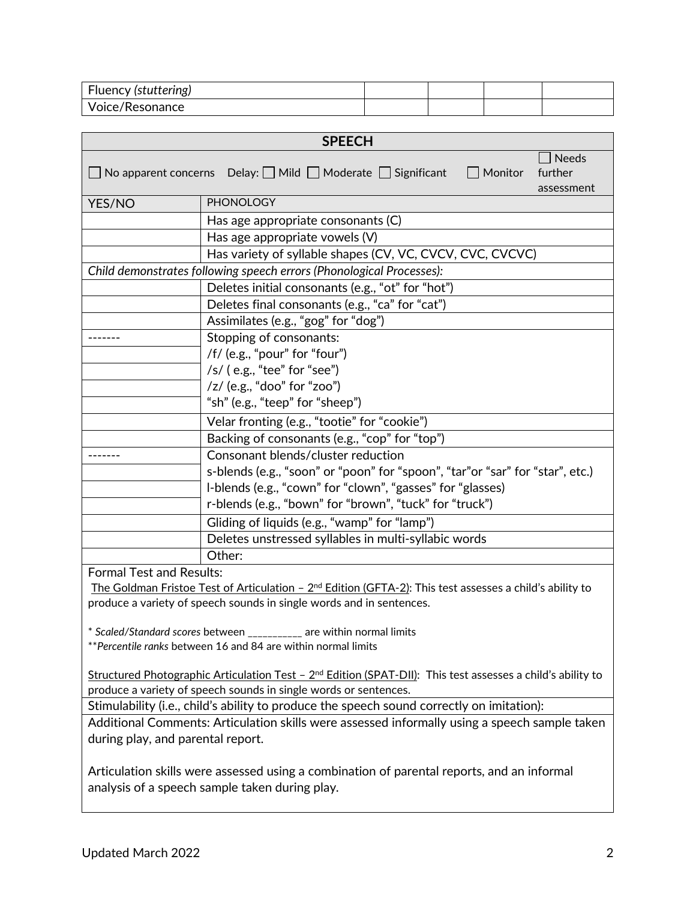| Fluency *(stuttering)* | | | | |
|---|---|---|---|---|
| Voice/Resonance | | | | |

| SPEECH | |
|---|---|
| ☐ No apparent concerns Delay: ☐ Mild ☐ Moderate ☐ Significant ☐ Monitor ☐ Needs further assessment | |
| YES/NO | PHONOLOGY |
| | Has age appropriate consonants (C) |
| | Has age appropriate vowels (V) |
| | Has variety of syllable shapes (CV, VC, CVCV, CVC, CVCVC) |
| *Child demonstrates following speech errors (Phonological Processes):* | |
| | Deletes initial consonants (e.g., "ot" for "hot") |
| | Deletes final consonants (e.g., "ca" for "cat") |
| | Assimilates (e.g., "gog" for "dog") |
| ------- | Stopping of consonants: |
| | /f/ (e.g., "pour" for "four") |
| | /s/ ( e.g., "tee" for "see") |
| | /z/ (e.g., "doo" for "zoo") |
| | "sh" (e.g., "teep" for "sheep") |
| | Velar fronting (e.g., "tootie" for "cookie") |
| | Backing of consonants (e.g., "cop" for "top") |
| ------- | Consonant blends/cluster reduction |
| | s-blends (e.g., "soon" or "poon" for "spoon", "tar"or "sar" for "star", etc.) |
| | l-blends (e.g., "cown" for "clown", "gasses" for "glasses) |
| | r-blends (e.g., "bown" for "brown", "tuck" for "truck") |
| | Gliding of liquids (e.g., "wamp" for "lamp") |
| | Deletes unstressed syllables in multi-syllabic words |
| | Other: |

Formal Test and Results:

The Goldman Fristoe Test of Articulation – 2nd Edition (GFTA-2): This test assesses a child's ability to produce a variety of speech sounds in single words and in sentences.

* *Scaled/Standard scores* between ___________ are within normal limits
**​*Percentile ranks* between 16 and 84 are within normal limits

Structured Photographic Articulation Test – 2nd Edition (SPAT-DII): This test assesses a child's ability to produce a variety of speech sounds in single words or sentences.

Stimulability (i.e., child's ability to produce the speech sound correctly on imitation):

Additional Comments: Articulation skills were assessed informally using a speech sample taken during play, and parental report.

Articulation skills were assessed using a combination of parental reports, and an informal analysis of a speech sample taken during play.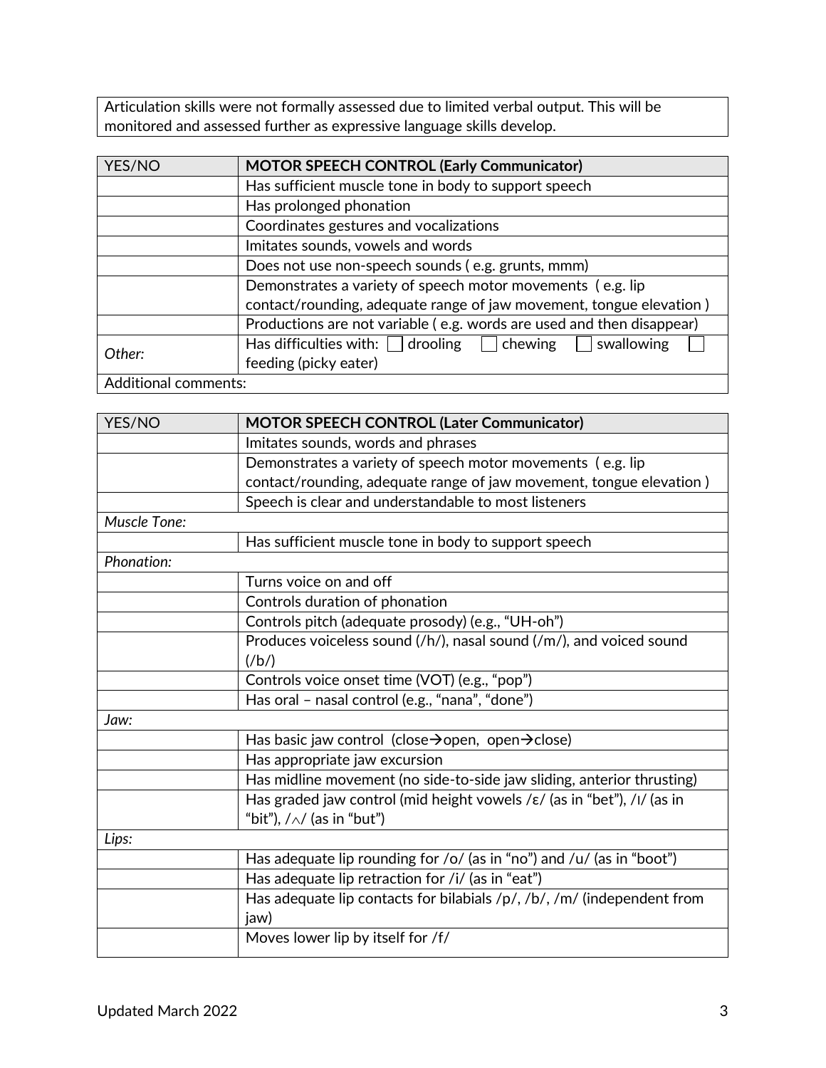| Articulation skills were not formally assessed due to limited verbal output. This will be monitored and assessed further as expressive language skills develop. |
| --- |

| YES/NO | MOTOR SPEECH CONTROL (Early Communicator) |
| --- | --- |
| | Has sufficient muscle tone in body to support speech |
| | Has prolonged phonation |
| | Coordinates gestures and vocalizations |
| | Imitates sounds, vowels and words |
| | Does not use non-speech sounds ( e.g. grunts, mmm) |
| | Demonstrates a variety of speech motor movements ( e.g. lip contact/rounding, adequate range of jaw movement, tongue elevation ) |
| | Productions are not variable ( e.g. words are used and then disappear) |
| *Other:* | Has difficulties with: ☐ drooling ☐ chewing ☐ swallowing ☐ feeding (picky eater) |
| Additional comments: | |

| YES/NO | MOTOR SPEECH CONTROL (Later Communicator) |
| --- | --- |
| | Imitates sounds, words and phrases |
| | Demonstrates a variety of speech motor movements ( e.g. lip contact/rounding, adequate range of jaw movement, tongue elevation ) |
| | Speech is clear and understandable to most listeners |
| *Muscle Tone:* | |
| | Has sufficient muscle tone in body to support speech |
| *Phonation:* | |
| | Turns voice on and off |
| | Controls duration of phonation |
| | Controls pitch (adequate prosody) (e.g., "UH-oh") |
| | Produces voiceless sound (/h/), nasal sound (/m/), and voiced sound (/b/) |
| | Controls voice onset time (VOT) (e.g., "pop") |
| | Has oral – nasal control (e.g., "nana", "done") |
| *Jaw:* | |
| | Has basic jaw control (close→open, open→close) |
| | Has appropriate jaw excursion |
| | Has midline movement (no side-to-side jaw sliding, anterior thrusting) |
| | Has graded jaw control (mid height vowels /ɛ/ (as in "bet"), /ɪ/ (as in "bit"), /ʌ/ (as in "but") |
| *Lips:* | |
| | Has adequate lip rounding for /o/ (as in "no") and /u/ (as in "boot") |
| | Has adequate lip retraction for /i/ (as in "eat") |
| | Has adequate lip contacts for bilabials /p/, /b/, /m/ (independent from jaw) |
| | Moves lower lip by itself for /f/ |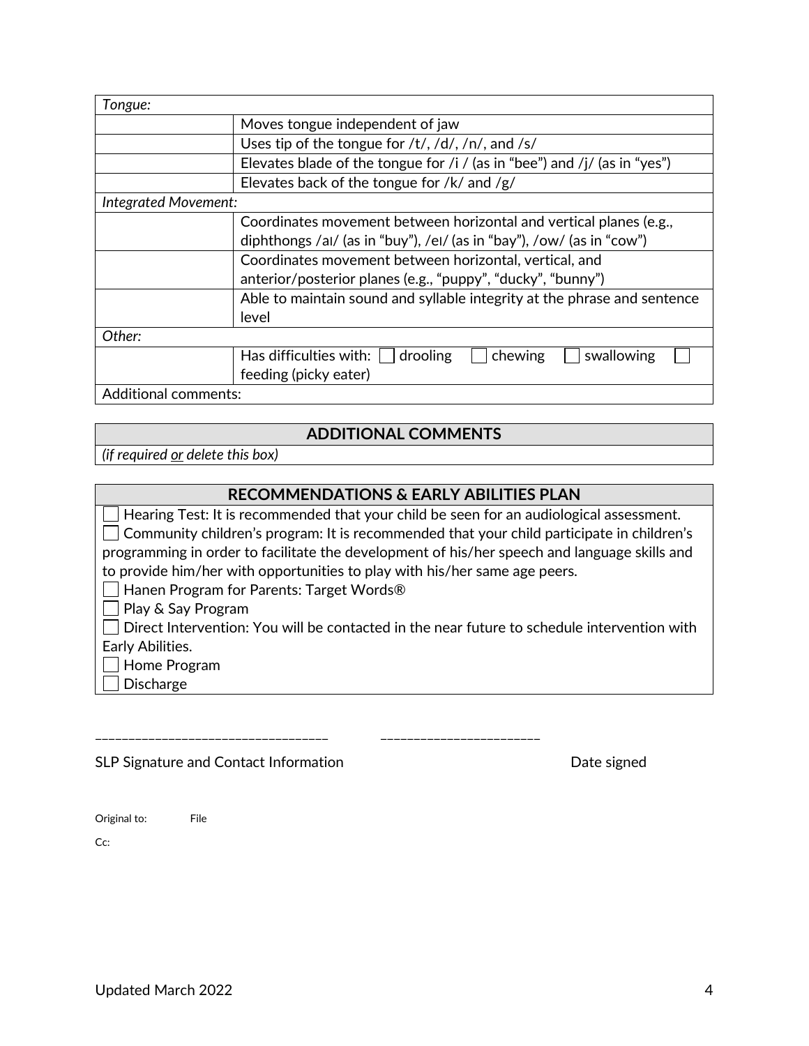| | |
|---|---|
| *Tongue:* | |
| | Moves tongue independent of jaw |
| | Uses tip of the tongue for /t/, /d/, /n/, and /s/ |
| | Elevates blade of the tongue for /i / (as in "bee") and /j/ (as in "yes") |
| | Elevates back of the tongue for /k/ and /g/ |
| *Integrated Movement:* | |
| | Coordinates movement between horizontal and vertical planes (e.g., diphthongs /aɪ/ (as in "buy"), /eɪ/ (as in "bay"), /ow/ (as in "cow") |
| | Coordinates movement between horizontal, vertical, and anterior/posterior planes (e.g., "puppy", "ducky", "bunny") |
| | Able to maintain sound and syllable integrity at the phrase and sentence level |
| *Other:* | |
| | Has difficulties with: ☐ drooling ☐ chewing ☐ swallowing ☐ feeding (picky eater) |
| Additional comments: | |

| ADDITIONAL COMMENTS |
|---|
| *(if required or delete this box)* |

| RECOMMENDATIONS & EARLY ABILITIES PLAN |
|---|
| ☐ Hearing Test: It is recommended that your child be seen for an audiological assessment.<br>☐ Community children's program: It is recommended that your child participate in children's programming in order to facilitate the development of his/her speech and language skills and to provide him/her with opportunities to play with his/her same age peers.<br>☐ Hanen Program for Parents: Target Words®<br>☐ Play & Say Program<br>☐ Direct Intervention: You will be contacted in the near future to schedule intervention with Early Abilities.<br>☐ Home Program<br>☐ Discharge |

___________________________________ ________________________

SLP Signature and Contact Information Date signed

Original to: File

Cc: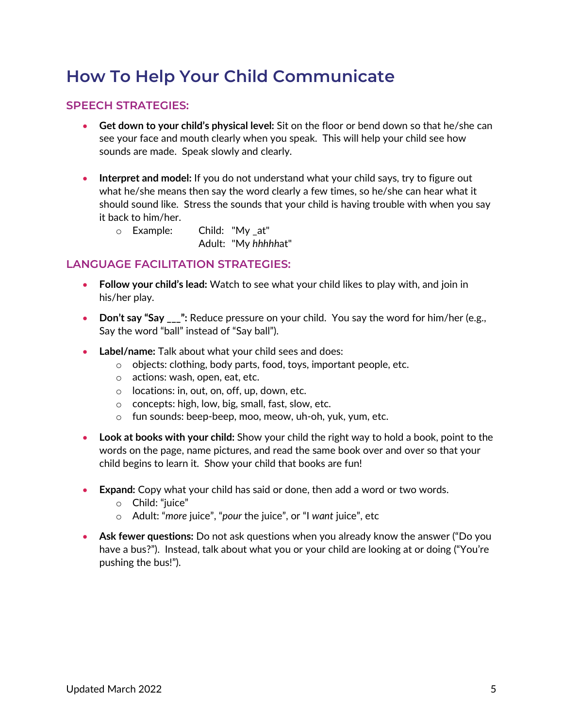# How To Help Your Child Communicate

## SPEECH STRATEGIES:

- **Get down to your child's physical level:** Sit on the floor or bend down so that he/she can see your face and mouth clearly when you speak. This will help your child see how sounds are made. Speak slowly and clearly.

- **Interpret and model:** If you do not understand what your child says, try to figure out what he/she means then say the word clearly a few times, so he/she can hear what it should sound like. Stress the sounds that your child is having trouble with when you say it back to him/her.
  - Example: Child: "My _at"
    Adult: "My *hhhhh*at"

## LANGUAGE FACILITATION STRATEGIES:

- **Follow your child's lead:** Watch to see what your child likes to play with, and join in his/her play.

- **Don't say "Say ___":** Reduce pressure on your child. You say the word for him/her (e.g., Say the word "ball" instead of "Say ball").

- **Label/name:** Talk about what your child sees and does:
  - objects: clothing, body parts, food, toys, important people, etc.
  - actions: wash, open, eat, etc.
  - locations: in, out, on, off, up, down, etc.
  - concepts: high, low, big, small, fast, slow, etc.
  - fun sounds: beep-beep, moo, meow, uh-oh, yuk, yum, etc.

- **Look at books with your child:** Show your child the right way to hold a book, point to the words on the page, name pictures, and read the same book over and over so that your child begins to learn it. Show your child that books are fun!

- **Expand:** Copy what your child has said or done, then add a word or two words.
  - Child: "juice"
  - Adult: "*more* juice", "*pour* the juice", or "I *want* juice", etc

- **Ask fewer questions:** Do not ask questions when you already know the answer ("Do you have a bus?"). Instead, talk about what you or your child are looking at or doing ("You're pushing the bus!").

Updated March 2022